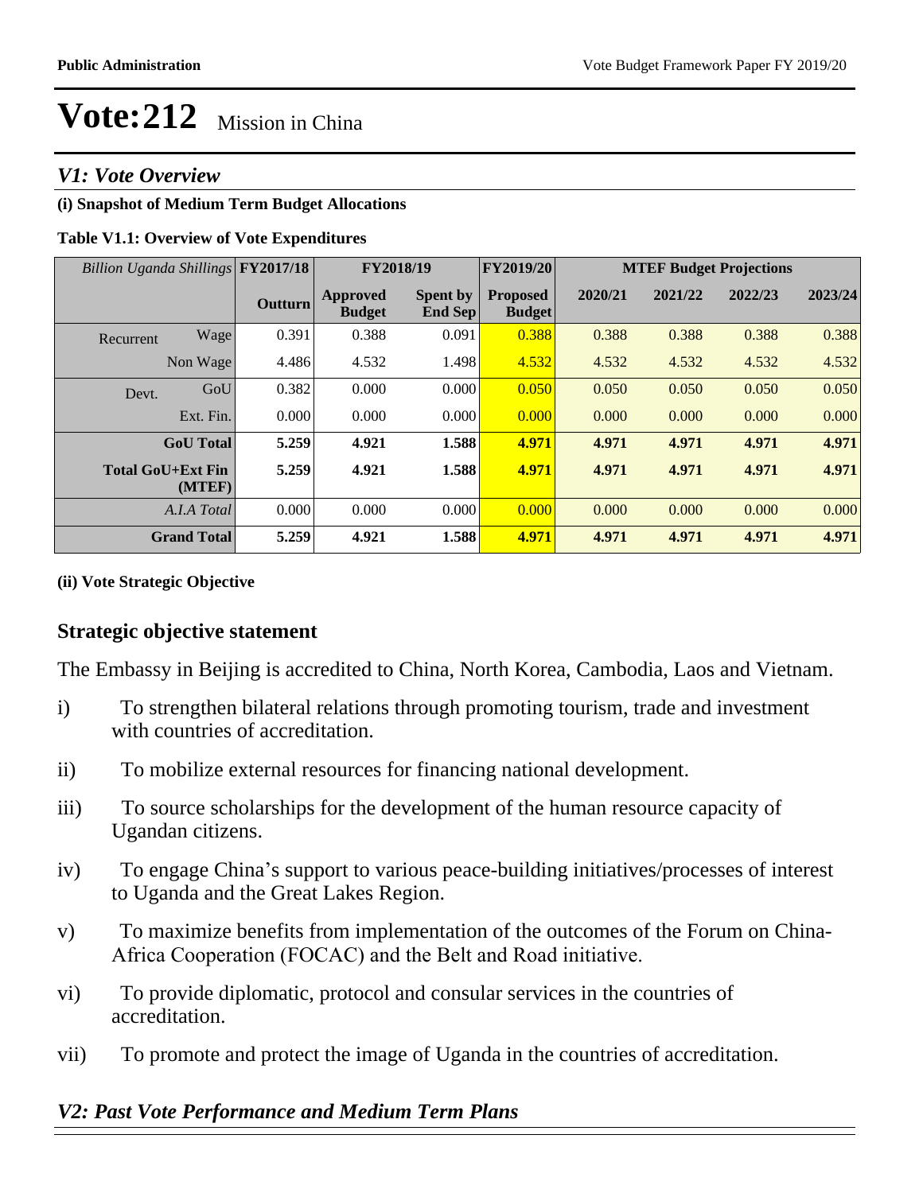# Vote:212 Mission in China

## V1: Vote Overview

**(i) Snapshot of Medium Term Budget Allocations**

**Table V1.1: Overview of Vote Expenditures**

| *Billion Uganda Shillings* | | FY2017/18 | FY2018/19 | | FY2019/20 | MTEF Budget Projections | | | |
|---|---|---|---|---|---|---|---|---|---|
| | | Outturn | Approved Budget | Spent by End Sep | Proposed Budget | 2020/21 | 2021/22 | 2022/23 | 2023/24 |
| Recurrent | Wage | 0.391 | 0.388 | 0.091 | 0.388 | 0.388 | 0.388 | 0.388 | 0.388 |
| | Non Wage | 4.486 | 4.532 | 1.498 | 4.532 | 4.532 | 4.532 | 4.532 | 4.532 |
| Devt. | GoU | 0.382 | 0.000 | 0.000 | 0.050 | 0.050 | 0.050 | 0.050 | 0.050 |
| | Ext. Fin. | 0.000 | 0.000 | 0.000 | 0.000 | 0.000 | 0.000 | 0.000 | 0.000 |
| **GoU Total** | | **5.259** | **4.921** | **1.588** | **4.971** | **4.971** | **4.971** | **4.971** | **4.971** |
| **Total GoU+Ext Fin (MTEF)** | | **5.259** | **4.921** | **1.588** | **4.971** | **4.971** | **4.971** | **4.971** | **4.971** |
| *A.I.A Total* | | 0.000 | 0.000 | 0.000 | 0.000 | 0.000 | 0.000 | 0.000 | 0.000 |
| **Grand Total** | | **5.259** | **4.921** | **1.588** | **4.971** | **4.971** | **4.971** | **4.971** | **4.971** |

**(ii) Vote Strategic Objective**

### Strategic objective statement

The Embassy in Beijing is accredited to China, North Korea, Cambodia, Laos and Vietnam.

i) To strengthen bilateral relations through promoting tourism, trade and investment with countries of accreditation.

ii) To mobilize external resources for financing national development.

iii) To source scholarships for the development of the human resource capacity of Ugandan citizens.

iv) To engage China's support to various peace-building initiatives/processes of interest to Uganda and the Great Lakes Region.

v) To maximize benefits from implementation of the outcomes of the Forum on China-Africa Cooperation (FOCAC) and the Belt and Road initiative.

vi) To provide diplomatic, protocol and consular services in the countries of accreditation.

vii) To promote and protect the image of Uganda in the countries of accreditation.

## V2: Past Vote Performance and Medium Term Plans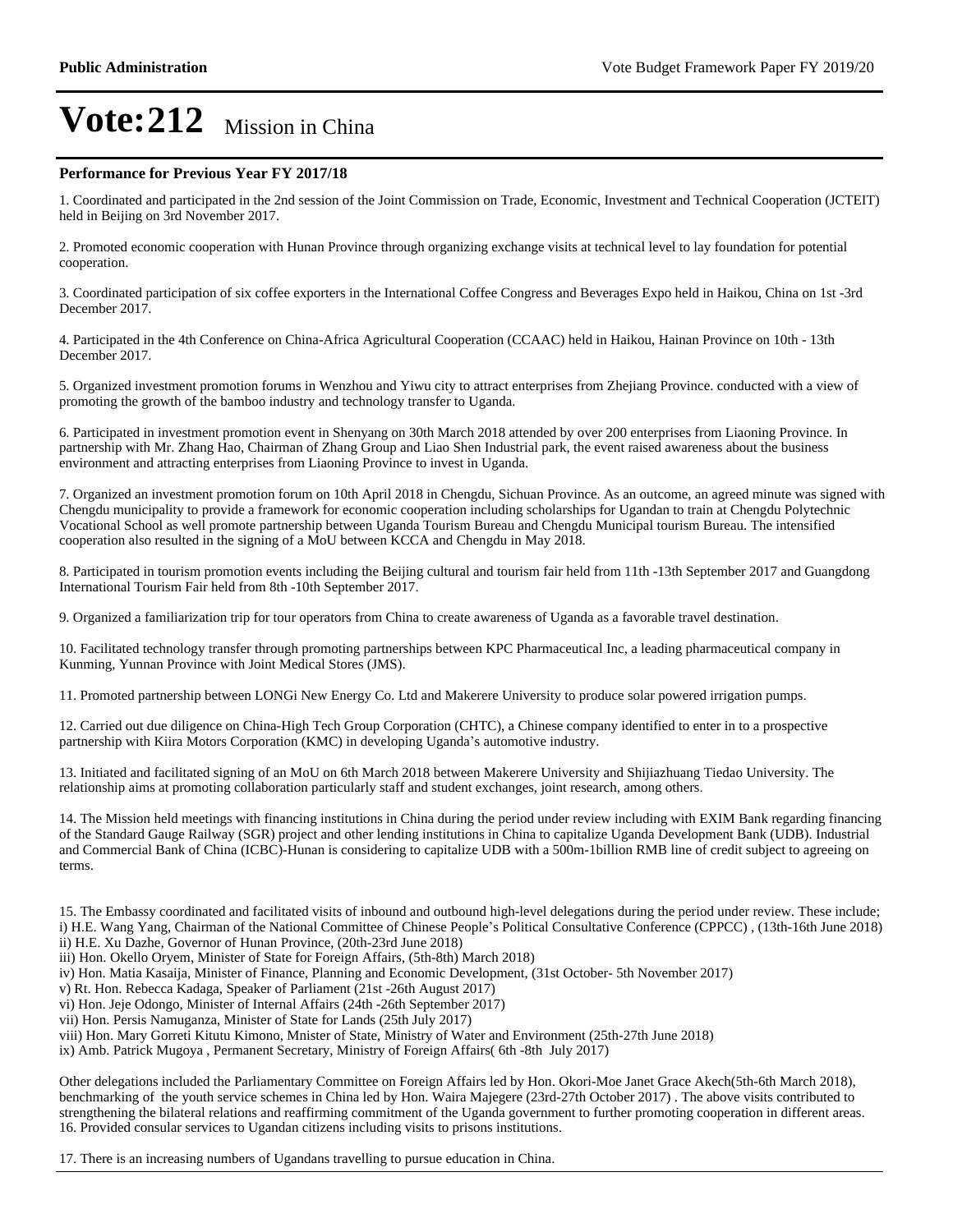# Vote:212 Mission in China

### Performance for Previous Year FY 2017/18

1. Coordinated and participated in the 2nd session of the Joint Commission on Trade, Economic, Investment and Technical Cooperation (JCTEIT) held in Beijing on 3rd November 2017.

2. Promoted economic cooperation with Hunan Province through organizing exchange visits at technical level to lay foundation for potential cooperation.

3. Coordinated participation of six coffee exporters in the International Coffee Congress and Beverages Expo held in Haikou, China on 1st -3rd December 2017.

4. Participated in the 4th Conference on China-Africa Agricultural Cooperation (CCAAC) held in Haikou, Hainan Province on 10th - 13th December 2017.

5. Organized investment promotion forums in Wenzhou and Yiwu city to attract enterprises from Zhejiang Province. conducted with a view of promoting the growth of the bamboo industry and technology transfer to Uganda.

6. Participated in investment promotion event in Shenyang on 30th March 2018 attended by over 200 enterprises from Liaoning Province. In partnership with Mr. Zhang Hao, Chairman of Zhang Group and Liao Shen Industrial park, the event raised awareness about the business environment and attracting enterprises from Liaoning Province to invest in Uganda.

7. Organized an investment promotion forum on 10th April 2018 in Chengdu, Sichuan Province. As an outcome, an agreed minute was signed with Chengdu municipality to provide a framework for economic cooperation including scholarships for Ugandan to train at Chengdu Polytechnic Vocational School as well promote partnership between Uganda Tourism Bureau and Chengdu Municipal tourism Bureau. The intensified cooperation also resulted in the signing of a MoU between KCCA and Chengdu in May 2018.

8. Participated in tourism promotion events including the Beijing cultural and tourism fair held from 11th -13th September 2017 and Guangdong International Tourism Fair held from 8th -10th September 2017.

9. Organized a familiarization trip for tour operators from China to create awareness of Uganda as a favorable travel destination.

10. Facilitated technology transfer through promoting partnerships between KPC Pharmaceutical Inc, a leading pharmaceutical company in Kunming, Yunnan Province with Joint Medical Stores (JMS).

11. Promoted partnership between LONGi New Energy Co. Ltd and Makerere University to produce solar powered irrigation pumps.

12. Carried out due diligence on China-High Tech Group Corporation (CHTC), a Chinese company identified to enter in to a prospective partnership with Kiira Motors Corporation (KMC) in developing Uganda's automotive industry.

13. Initiated and facilitated signing of an MoU on 6th March 2018 between Makerere University and Shijiazhuang Tiedao University. The relationship aims at promoting collaboration particularly staff and student exchanges, joint research, among others.

14. The Mission held meetings with financing institutions in China during the period under review including with EXIM Bank regarding financing of the Standard Gauge Railway (SGR) project and other lending institutions in China to capitalize Uganda Development Bank (UDB). Industrial and Commercial Bank of China (ICBC)-Hunan is considering to capitalize UDB with a 500m-1billion RMB line of credit subject to agreeing on terms.

15. The Embassy coordinated and facilitated visits of inbound and outbound high-level delegations during the period under review. These include;
i) H.E. Wang Yang, Chairman of the National Committee of Chinese People's Political Consultative Conference (CPPCC) , (13th-16th June 2018)
ii) H.E. Xu Dazhe, Governor of Hunan Province, (20th-23rd June 2018)
iii) Hon. Okello Oryem, Minister of State for Foreign Affairs, (5th-8th) March 2018)
iv) Hon. Matia Kasaija, Minister of Finance, Planning and Economic Development, (31st October- 5th November 2017)
v) Rt. Hon. Rebecca Kadaga, Speaker of Parliament (21st -26th August 2017)
vi) Hon. Jeje Odongo, Minister of Internal Affairs (24th -26th September 2017)
vii) Hon. Persis Namuganza, Minister of State for Lands (25th July 2017)
viii) Hon. Mary Gorreti Kitutu Kimono, Mnister of State, Ministry of Water and Environment (25th-27th June 2018)
ix) Amb. Patrick Mugoya , Permanent Secretary, Ministry of Foreign Affairs( 6th -8th July 2017)

Other delegations included the Parliamentary Committee on Foreign Affairs led by Hon. Okori-Moe Janet Grace Akech(5th-6th March 2018), benchmarking of the youth service schemes in China led by Hon. Waira Majegere (23rd-27th October 2017) . The above visits contributed to strengthening the bilateral relations and reaffirming commitment of the Uganda government to further promoting cooperation in different areas.
16. Provided consular services to Ugandan citizens including visits to prisons institutions.

17. There is an increasing numbers of Ugandans travelling to pursue education in China.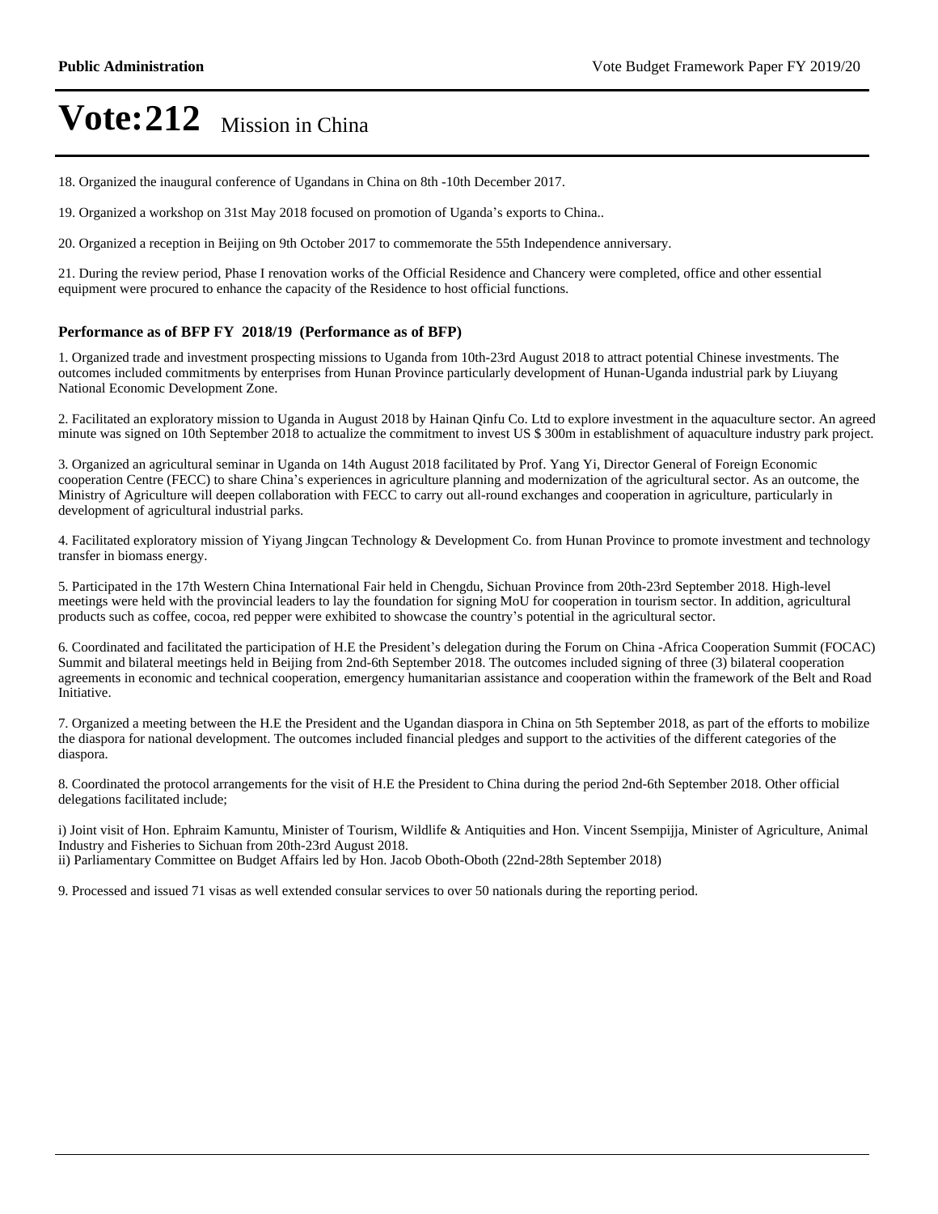# Vote:212 Mission in China

18. Organized the inaugural conference of Ugandans in China on 8th -10th December 2017.

19. Organized a workshop on 31st May 2018 focused on promotion of Uganda's exports to China..

20. Organized a reception in Beijing on 9th October 2017 to commemorate the 55th Independence anniversary.

21. During the review period, Phase I renovation works of the Official Residence and Chancery were completed, office and other essential equipment were procured to enhance the capacity of the Residence to host official functions.

**Performance as of BFP FY 2018/19 (Performance as of BFP)**

1. Organized trade and investment prospecting missions to Uganda from 10th-23rd August 2018 to attract potential Chinese investments. The outcomes included commitments by enterprises from Hunan Province particularly development of Hunan-Uganda industrial park by Liuyang National Economic Development Zone.

2. Facilitated an exploratory mission to Uganda in August 2018 by Hainan Qinfu Co. Ltd to explore investment in the aquaculture sector. An agreed minute was signed on 10th September 2018 to actualize the commitment to invest US $ 300m in establishment of aquaculture industry park project.

3. Organized an agricultural seminar in Uganda on 14th August 2018 facilitated by Prof. Yang Yi, Director General of Foreign Economic cooperation Centre (FECC) to share China's experiences in agriculture planning and modernization of the agricultural sector. As an outcome, the Ministry of Agriculture will deepen collaboration with FECC to carry out all-round exchanges and cooperation in agriculture, particularly in development of agricultural industrial parks.

4. Facilitated exploratory mission of Yiyang Jingcan Technology & Development Co. from Hunan Province to promote investment and technology transfer in biomass energy.

5. Participated in the 17th Western China International Fair held in Chengdu, Sichuan Province from 20th-23rd September 2018. High-level meetings were held with the provincial leaders to lay the foundation for signing MoU for cooperation in tourism sector. In addition, agricultural products such as coffee, cocoa, red pepper were exhibited to showcase the country's potential in the agricultural sector.

6. Coordinated and facilitated the participation of H.E the President's delegation during the Forum on China -Africa Cooperation Summit (FOCAC) Summit and bilateral meetings held in Beijing from 2nd-6th September 2018. The outcomes included signing of three (3) bilateral cooperation agreements in economic and technical cooperation, emergency humanitarian assistance and cooperation within the framework of the Belt and Road Initiative.

7. Organized a meeting between the H.E the President and the Ugandan diaspora in China on 5th September 2018, as part of the efforts to mobilize the diaspora for national development. The outcomes included financial pledges and support to the activities of the different categories of the diaspora.

8. Coordinated the protocol arrangements for the visit of H.E the President to China during the period 2nd-6th September 2018. Other official delegations facilitated include;

i) Joint visit of Hon. Ephraim Kamuntu, Minister of Tourism, Wildlife & Antiquities and Hon. Vincent Ssempijja, Minister of Agriculture, Animal Industry and Fisheries to Sichuan from 20th-23rd August 2018.
ii) Parliamentary Committee on Budget Affairs led by Hon. Jacob Oboth-Oboth (22nd-28th September 2018)

9. Processed and issued 71 visas as well extended consular services to over 50 nationals during the reporting period.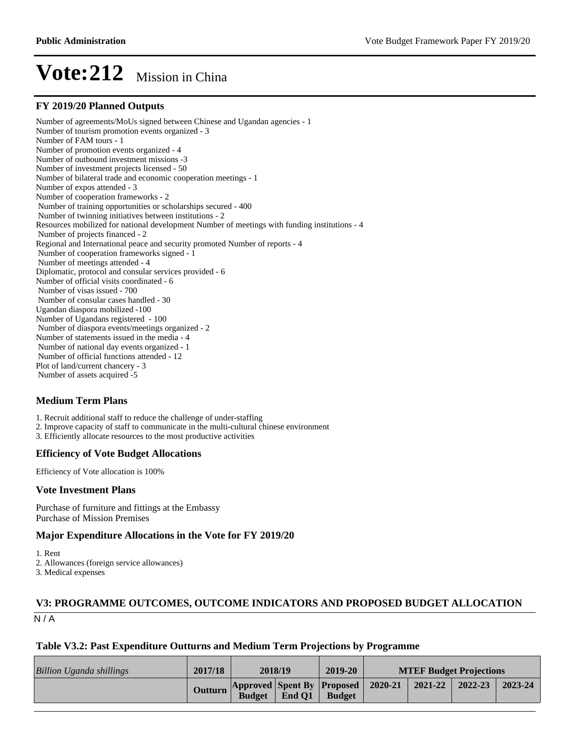# Vote:212 Mission in China

## FY 2019/20 Planned Outputs

Number of agreements/MoUs signed between Chinese and Ugandan agencies - 1
Number of tourism promotion events organized - 3
Number of FAM tours - 1
Number of promotion events organized - 4
Number of outbound investment missions -3
Number of investment projects licensed - 50
Number of bilateral trade and economic cooperation meetings - 1
Number of expos attended - 3
Number of cooperation frameworks - 2
Number of training opportunities or scholarships secured - 400
Number of twinning initiatives between institutions - 2
Resources mobilized for national development Number of meetings with funding institutions - 4
Number of projects financed - 2
Regional and International peace and security promoted Number of reports - 4
Number of cooperation frameworks signed - 1
Number of meetings attended - 4
Diplomatic, protocol and consular services provided - 6
Number of official visits coordinated - 6
Number of visas issued - 700
Number of consular cases handled - 30
Ugandan diaspora mobilized -100
Number of Ugandans registered - 100
Number of diaspora events/meetings organized - 2
Number of statements issued in the media - 4
Number of national day events organized - 1
Number of official functions attended - 12
Plot of land/current chancery - 3
Number of assets acquired -5

## Medium Term Plans

1. Recruit additional staff to reduce the challenge of under-staffing
2. Improve capacity of staff to communicate in the multi-cultural chinese environment
3. Efficiently allocate resources to the most productive activities

## Efficiency of Vote Budget Allocations

Efficiency of Vote allocation is 100%

## Vote Investment Plans

Purchase of furniture and fittings at the Embassy
Purchase of Mission Premises

## Major Expenditure Allocations in the Vote for FY 2019/20

1. Rent
2. Allowances (foreign service allowances)
3. Medical expenses

## V3: PROGRAMME OUTCOMES, OUTCOME INDICATORS AND PROPOSED BUDGET ALLOCATION

N / A

### Table V3.2: Past Expenditure Outturns and Medium Term Projections by Programme

| *Billion Uganda shillings* | 2017/18 | 2018/19 | | 2019-20 | MTEF Budget Projections | | | |
|---|---|---|---|---|---|---|---|---|
| | Outturn | Approved Budget | Spent By End Q1 | Proposed Budget | 2020-21 | 2021-22 | 2022-23 | 2023-24 |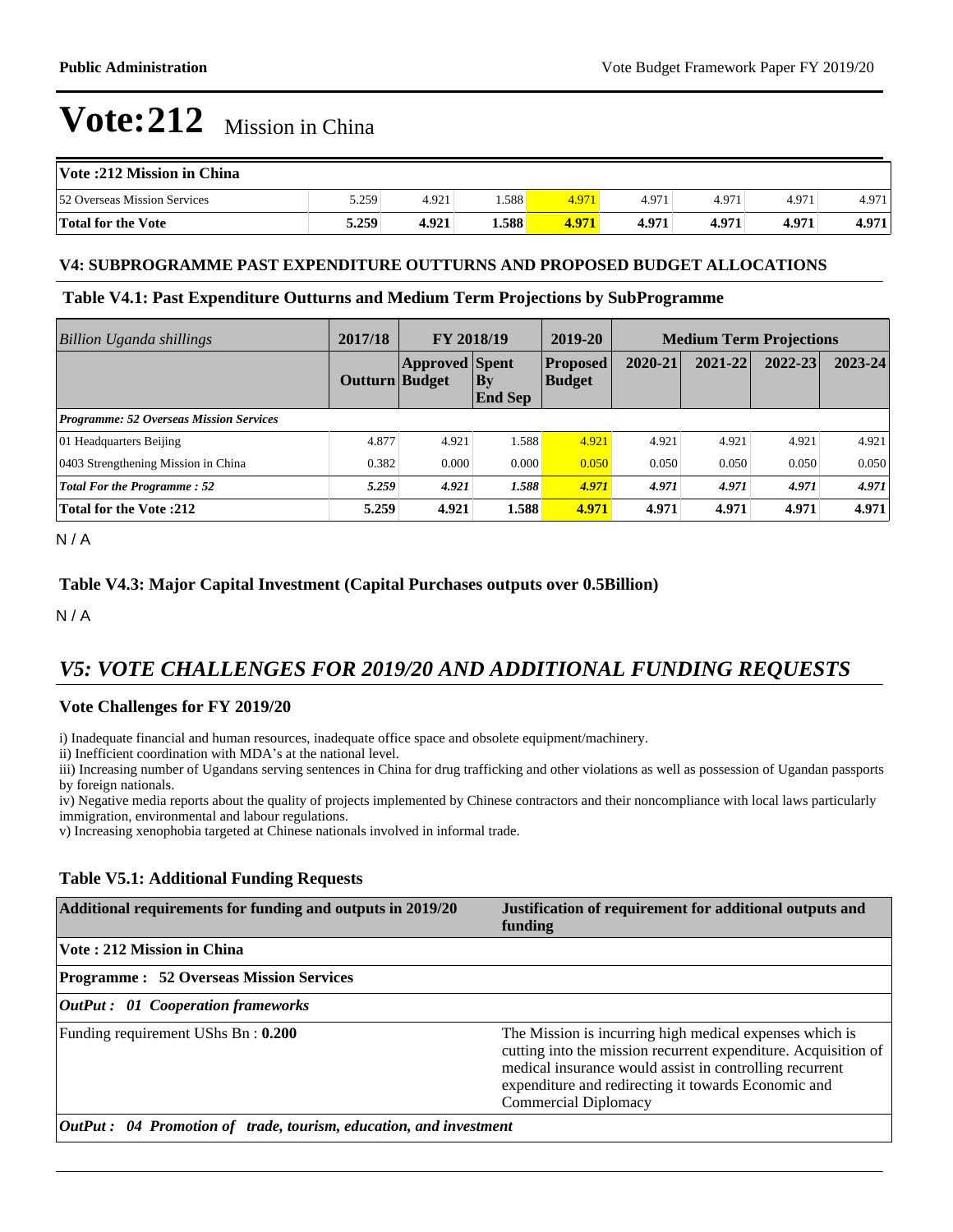# Vote:212 Mission in China

| Vote :212 Mission in China | | | | | | | | |
|---|---|---|---|---|---|---|---|---|
| 52 Overseas Mission Services | 5.259 | 4.921 | 1.588 | 4.971 | 4.971 | 4.971 | 4.971 | 4.971 |
| **Total for the Vote** | **5.259** | **4.921** | **1.588** | **4.971** | **4.971** | **4.971** | **4.971** | **4.971** |

### V4: SUBPROGRAMME PAST EXPENDITURE OUTTURNS AND PROPOSED BUDGET ALLOCATIONS

### Table V4.1: Past Expenditure Outturns and Medium Term Projections by SubProgramme

| *Billion Uganda shillings* | 2017/18 | FY 2018/19 | | 2019-20 | Medium Term Projections | | | |
|---|---|---|---|---|---|---|---|---|
| | Outturn | Approved Budget | Spent By End Sep | Proposed Budget | 2020-21 | 2021-22 | 2022-23 | 2023-24 |
| ***Programme: 52 Overseas Mission Services*** | | | | | | | | |
| 01 Headquarters Beijing | 4.877 | 4.921 | 1.588 | 4.921 | 4.921 | 4.921 | 4.921 | 4.921 |
| 0403 Strengthening Mission in China | 0.382 | 0.000 | 0.000 | 0.050 | 0.050 | 0.050 | 0.050 | 0.050 |
| ***Total For the Programme : 52*** | ***5.259*** | ***4.921*** | ***1.588*** | ***4.971*** | ***4.971*** | ***4.971*** | ***4.971*** | ***4.971*** |
| **Total for the Vote :212** | **5.259** | **4.921** | **1.588** | **4.971** | **4.971** | **4.971** | **4.971** | **4.971** |

N / A

### Table V4.3: Major Capital Investment (Capital Purchases outputs over 0.5Billion)

N / A

## *V5: VOTE CHALLENGES FOR 2019/20 AND ADDITIONAL FUNDING REQUESTS*

### Vote Challenges for FY 2019/20

i) Inadequate financial and human resources, inadequate office space and obsolete equipment/machinery.
ii) Inefficient coordination with MDA's at the national level.
iii) Increasing number of Ugandans serving sentences in China for drug trafficking and other violations as well as possession of Ugandan passports by foreign nationals.
iv) Negative media reports about the quality of projects implemented by Chinese contractors and their noncompliance with local laws particularly immigration, environmental and labour regulations.
v) Increasing xenophobia targeted at Chinese nationals involved in informal trade.

### Table V5.1: Additional Funding Requests

| Additional requirements for funding and outputs in 2019/20 | Justification of requirement for additional outputs and funding |
|---|---|
| **Vote : 212 Mission in China** | |
| **Programme : 52 Overseas Mission Services** | |
| ***OutPut : 01 Cooperation frameworks*** | |
| Funding requirement UShs Bn : **0.200** | The Mission is incurring high medical expenses which is cutting into the mission recurrent expenditure. Acquisition of medical insurance would assist in controlling recurrent expenditure and redirecting it towards Economic and Commercial Diplomacy |
| ***OutPut : 04 Promotion of trade, tourism, education, and investment*** | |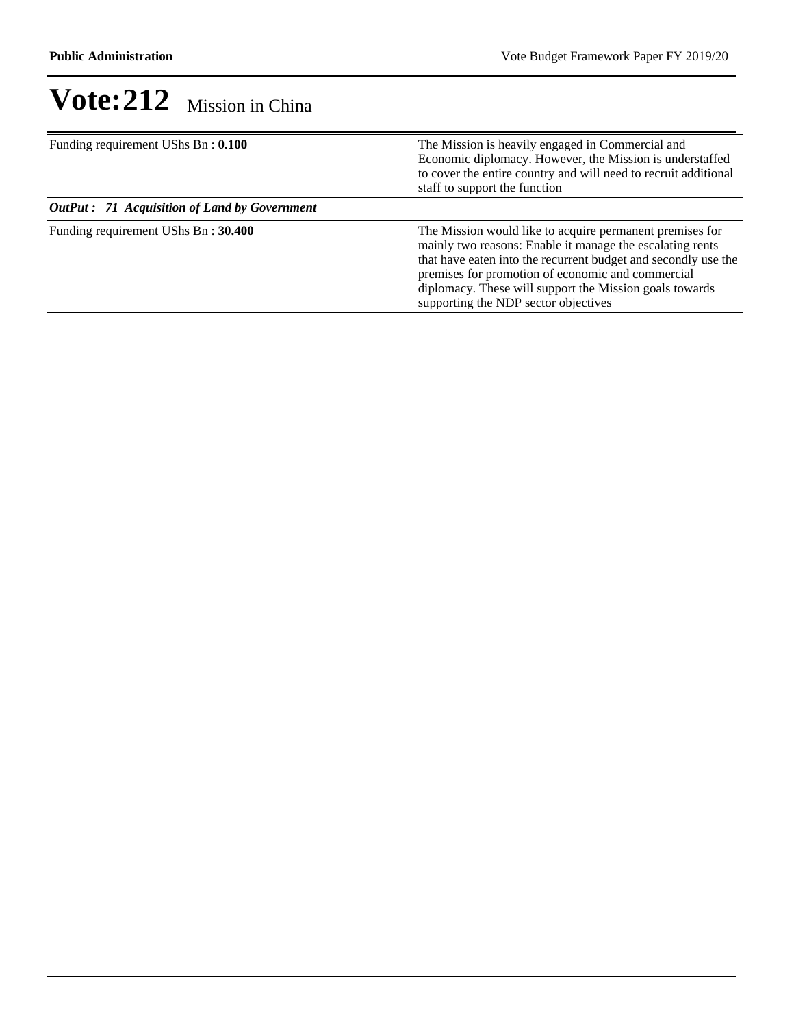# Vote:212 Mission in China

| | |
|---|---|
| Funding requirement UShs Bn : **0.100** | The Mission is heavily engaged in Commercial and Economic diplomacy. However, the Mission is understaffed to cover the entire country and will need to recruit additional staff to support the function |
| ***OutPut : 71 Acquisition of Land by Government*** | |
| Funding requirement UShs Bn : **30.400** | The Mission would like to acquire permanent premises for mainly two reasons: Enable it manage the escalating rents that have eaten into the recurrent budget and secondly use the premises for promotion of economic and commercial diplomacy. These will support the Mission goals towards supporting the NDP sector objectives |